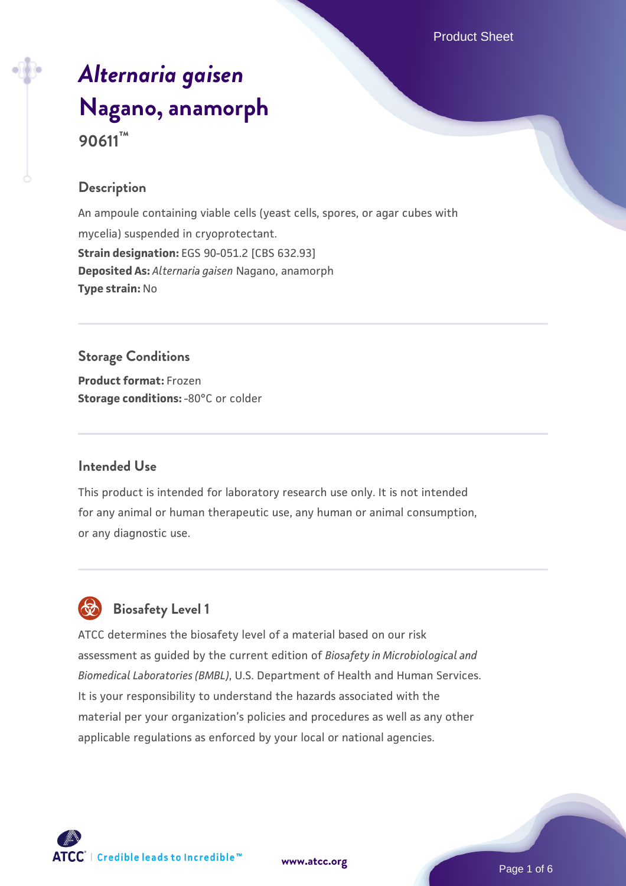# *Alternaria gaisen* Nagano, anamorph

**90611™**

## Description

An ampoule containing viable cells (yeast cells, spores, or agar cubes with mycelia) suspended in cryoprotectant.

**Strain designation:** EGS 90-051.2 [CBS 632.93]
**Deposited As:** *Alternaria gaisen* Nagano, anamorph
**Type strain:** No

## Storage Conditions

**Product format:** Frozen
**Storage conditions:** -80°C or colder

## Intended Use

This product is intended for laboratory research use only. It is not intended for any animal or human therapeutic use, any human or animal consumption, or any diagnostic use.

## Biosafety Level 1

ATCC determines the biosafety level of a material based on our risk assessment as guided by the current edition of *Biosafety in Microbiological and Biomedical Laboratories (BMBL)*, U.S. Department of Health and Human Services. It is your responsibility to understand the hazards associated with the material per your organization's policies and procedures as well as any other applicable regulations as enforced by your local or national agencies.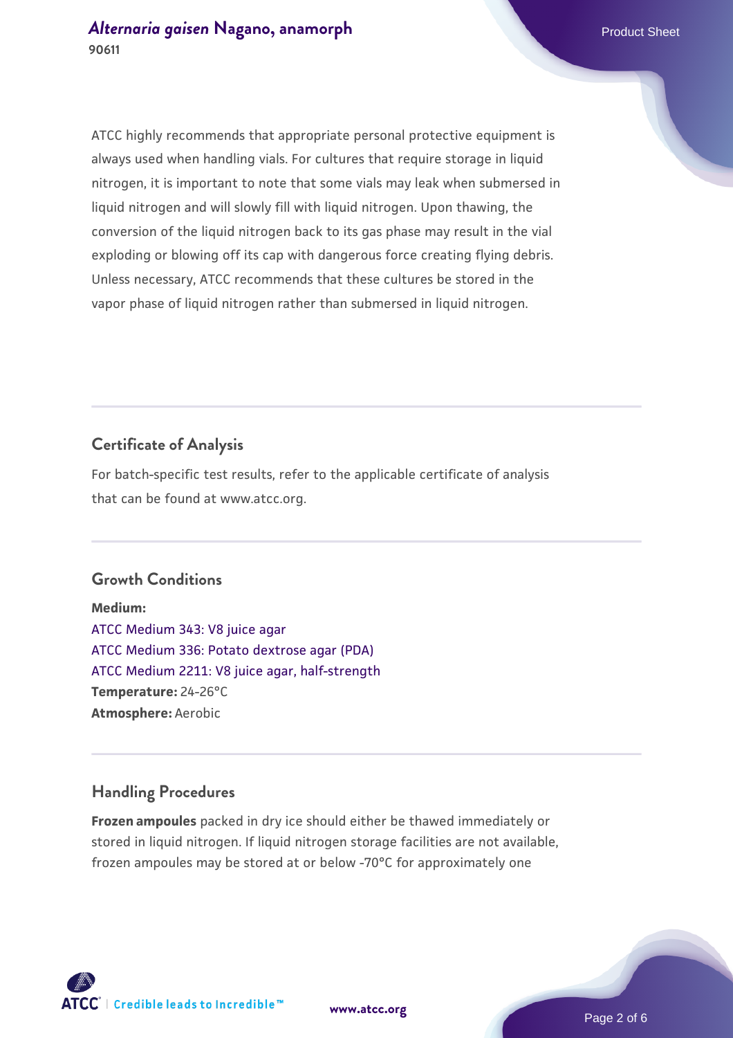ATCC highly recommends that appropriate personal protective equipment is always used when handling vials. For cultures that require storage in liquid nitrogen, it is important to note that some vials may leak when submersed in liquid nitrogen and will slowly fill with liquid nitrogen. Upon thawing, the conversion of the liquid nitrogen back to its gas phase may result in the vial exploding or blowing off its cap with dangerous force creating flying debris. Unless necessary, ATCC recommends that these cultures be stored in the vapor phase of liquid nitrogen rather than submersed in liquid nitrogen.

## Certificate of Analysis

For batch-specific test results, refer to the applicable certificate of analysis that can be found at www.atcc.org.

## Growth Conditions

**Medium:**
ATCC Medium 343: V8 juice agar
ATCC Medium 336: Potato dextrose agar (PDA)
ATCC Medium 2211: V8 juice agar, half-strength
**Temperature:** 24-26°C
**Atmosphere:** Aerobic

## Handling Procedures

**Frozen ampoules** packed in dry ice should either be thawed immediately or stored in liquid nitrogen. If liquid nitrogen storage facilities are not available, frozen ampoules may be stored at or below -70°C for approximately one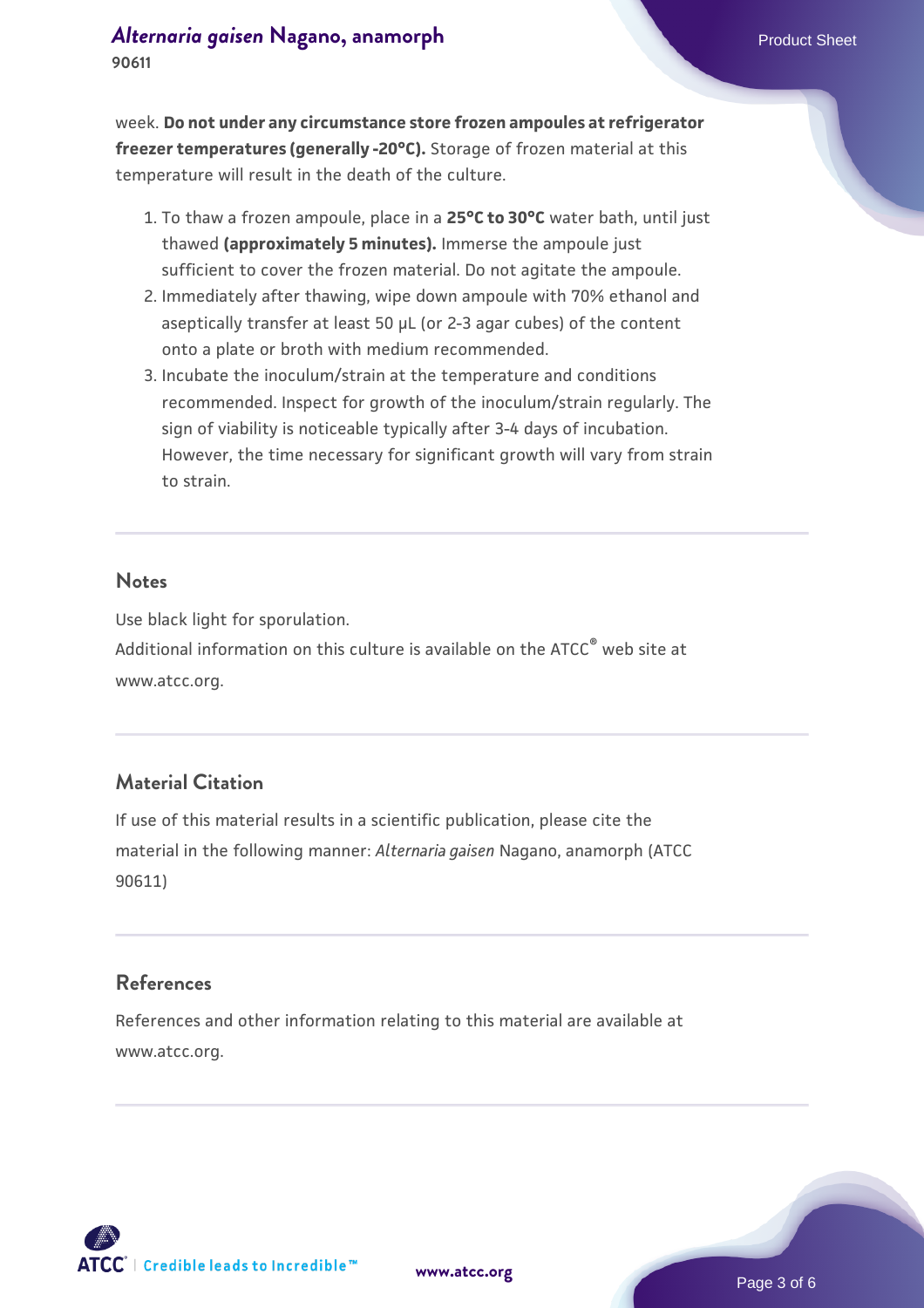week. **Do not under any circumstance store frozen ampoules at refrigerator freezer temperatures (generally -20°C).** Storage of frozen material at this temperature will result in the death of the culture.

1. To thaw a frozen ampoule, place in a **25°C to 30°C** water bath, until just thawed **(approximately 5 minutes).** Immerse the ampoule just sufficient to cover the frozen material. Do not agitate the ampoule.
2. Immediately after thawing, wipe down ampoule with 70% ethanol and aseptically transfer at least 50 µL (or 2-3 agar cubes) of the content onto a plate or broth with medium recommended.
3. Incubate the inoculum/strain at the temperature and conditions recommended. Inspect for growth of the inoculum/strain regularly. The sign of viability is noticeable typically after 3-4 days of incubation. However, the time necessary for significant growth will vary from strain to strain.

## Notes

Use black light for sporulation.

Additional information on this culture is available on the ATCC® web site at www.atcc.org.

## Material Citation

If use of this material results in a scientific publication, please cite the material in the following manner: *Alternaria gaisen* Nagano, anamorph (ATCC 90611)

## References

References and other information relating to this material are available at www.atcc.org.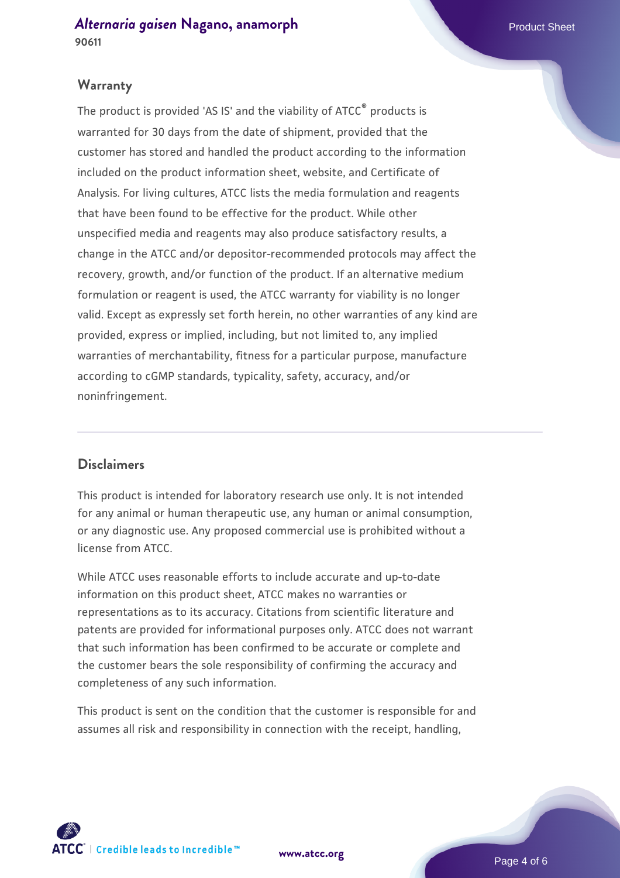## Warranty

The product is provided 'AS IS' and the viability of ATCC® products is warranted for 30 days from the date of shipment, provided that the customer has stored and handled the product according to the information included on the product information sheet, website, and Certificate of Analysis. For living cultures, ATCC lists the media formulation and reagents that have been found to be effective for the product. While other unspecified media and reagents may also produce satisfactory results, a change in the ATCC and/or depositor-recommended protocols may affect the recovery, growth, and/or function of the product. If an alternative medium formulation or reagent is used, the ATCC warranty for viability is no longer valid. Except as expressly set forth herein, no other warranties of any kind are provided, express or implied, including, but not limited to, any implied warranties of merchantability, fitness for a particular purpose, manufacture according to cGMP standards, typicality, safety, accuracy, and/or noninfringement.

## Disclaimers

This product is intended for laboratory research use only. It is not intended for any animal or human therapeutic use, any human or animal consumption, or any diagnostic use. Any proposed commercial use is prohibited without a license from ATCC.

While ATCC uses reasonable efforts to include accurate and up-to-date information on this product sheet, ATCC makes no warranties or representations as to its accuracy. Citations from scientific literature and patents are provided for informational purposes only. ATCC does not warrant that such information has been confirmed to be accurate or complete and the customer bears the sole responsibility of confirming the accuracy and completeness of any such information.

This product is sent on the condition that the customer is responsible for and assumes all risk and responsibility in connection with the receipt, handling,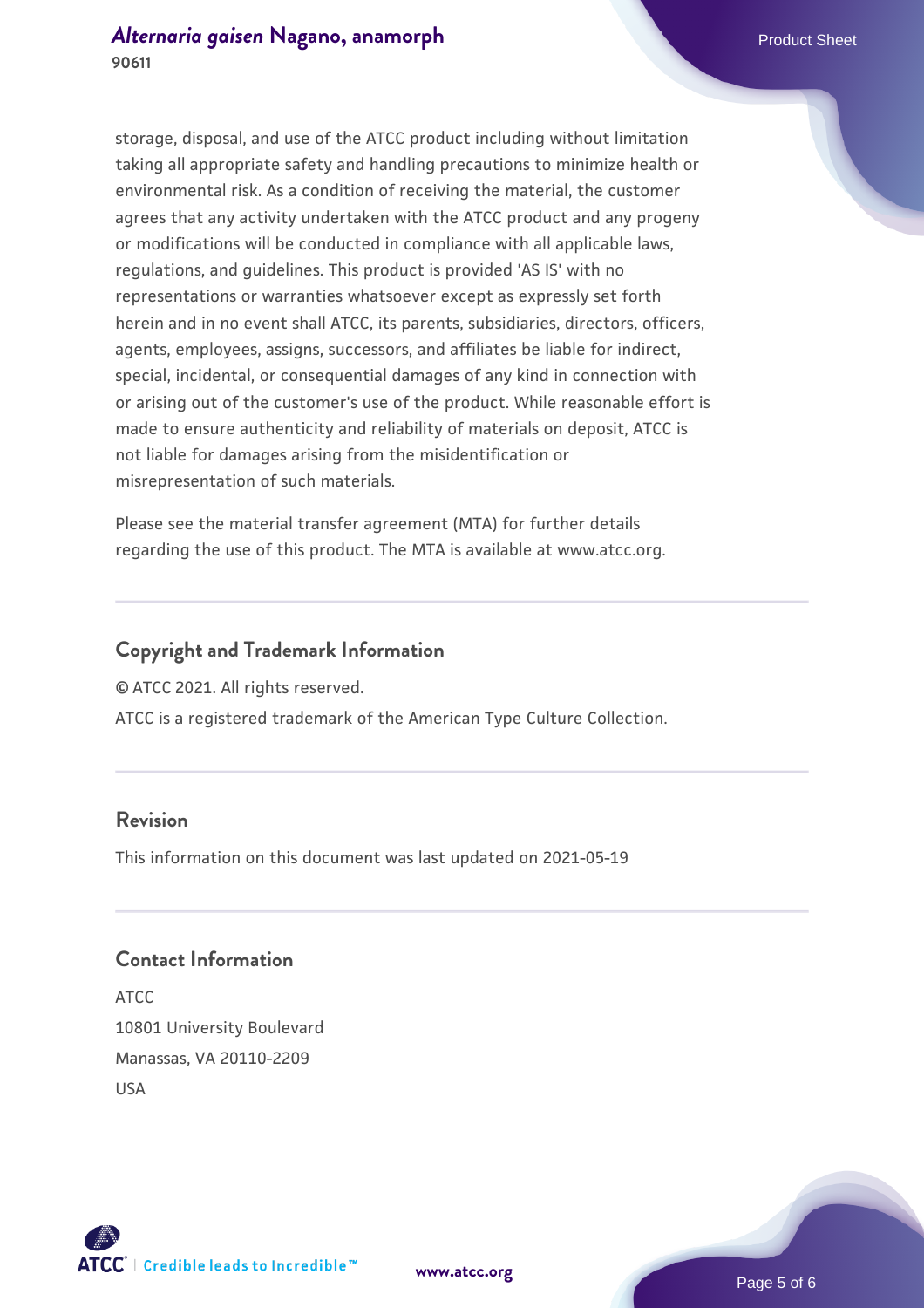storage, disposal, and use of the ATCC product including without limitation taking all appropriate safety and handling precautions to minimize health or environmental risk. As a condition of receiving the material, the customer agrees that any activity undertaken with the ATCC product and any progeny or modifications will be conducted in compliance with all applicable laws, regulations, and guidelines. This product is provided 'AS IS' with no representations or warranties whatsoever except as expressly set forth herein and in no event shall ATCC, its parents, subsidiaries, directors, officers, agents, employees, assigns, successors, and affiliates be liable for indirect, special, incidental, or consequential damages of any kind in connection with or arising out of the customer's use of the product. While reasonable effort is made to ensure authenticity and reliability of materials on deposit, ATCC is not liable for damages arising from the misidentification or misrepresentation of such materials.

Please see the material transfer agreement (MTA) for further details regarding the use of this product. The MTA is available at www.atcc.org.

## Copyright and Trademark Information

© ATCC 2021. All rights reserved.

ATCC is a registered trademark of the American Type Culture Collection.

## Revision

This information on this document was last updated on 2021-05-19

## Contact Information

ATCC
10801 University Boulevard
Manassas, VA 20110-2209
USA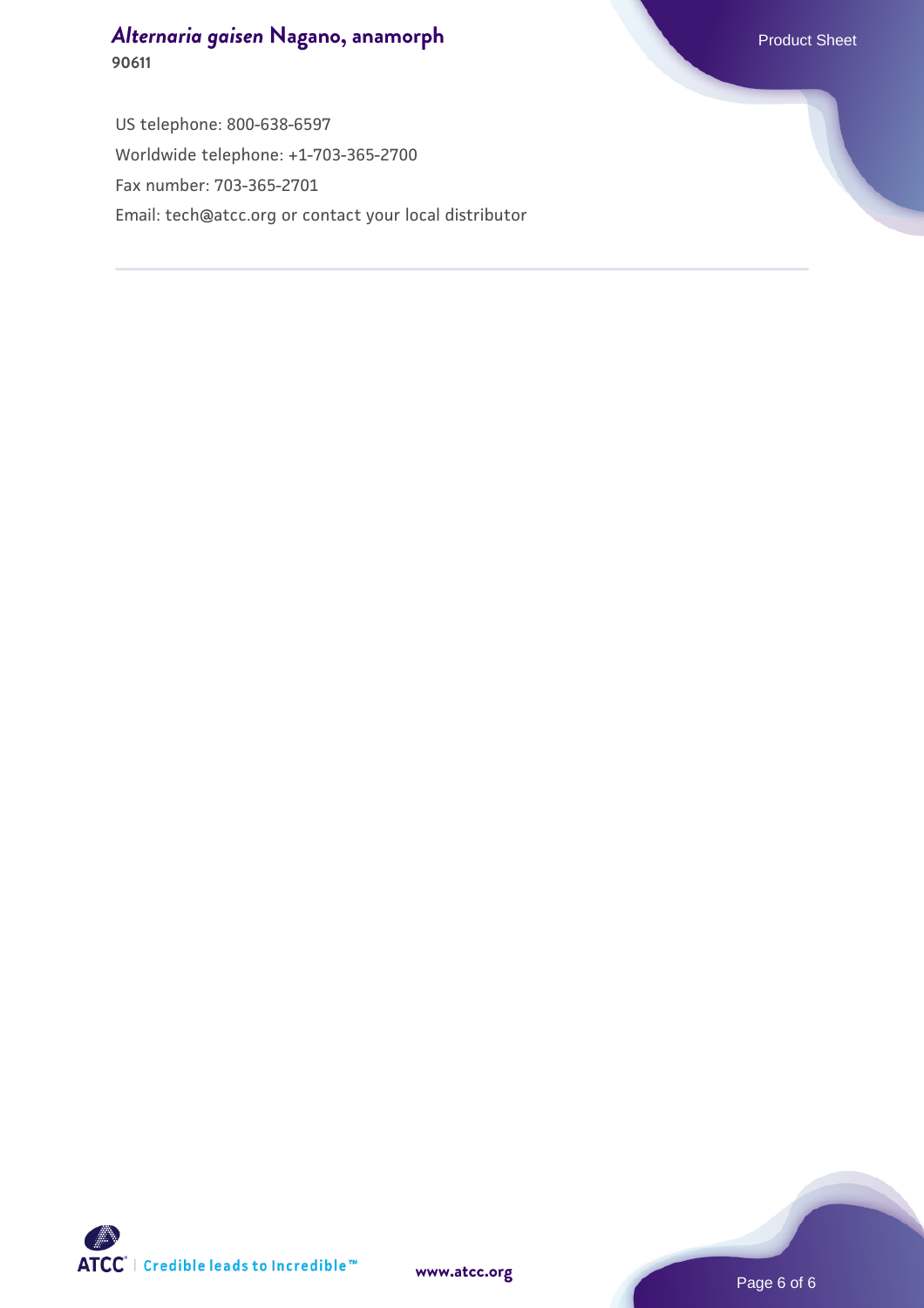US telephone: 800-638-6597

Worldwide telephone: +1-703-365-2700

Fax number: 703-365-2701

Email: tech@atcc.org or contact your local distributor